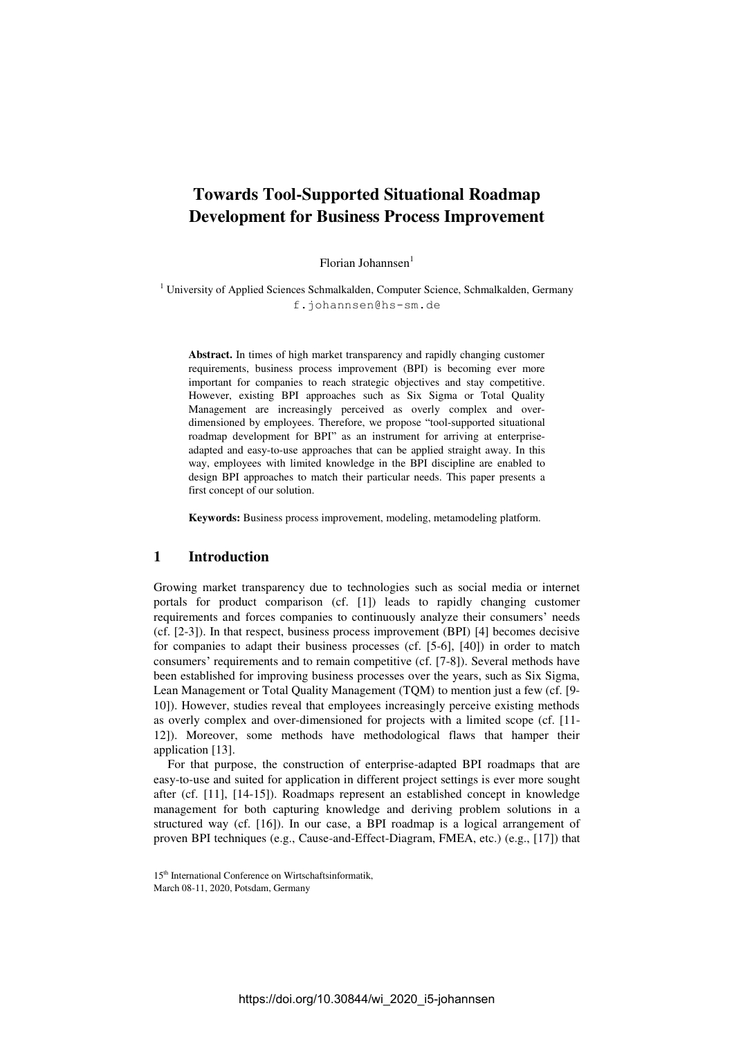# Towards Tool-Supported Situational Roadmap Development for Business Process Improvement

Florian Johannsen[1]

[1] University of Applied Sciences Schmalkalden, Computer Science, Schmalkalden, Germany
f.johannsen@hs-sm.de

**Abstract.** In times of high market transparency and rapidly changing customer requirements, business process improvement (BPI) is becoming ever more important for companies to reach strategic objectives and stay competitive. However, existing BPI approaches such as Six Sigma or Total Quality Management are increasingly perceived as overly complex and over-dimensioned by employees. Therefore, we propose "tool-supported situational roadmap development for BPI" as an instrument for arriving at enterprise-adapted and easy-to-use approaches that can be applied straight away. In this way, employees with limited knowledge in the BPI discipline are enabled to design BPI approaches to match their particular needs. This paper presents a first concept of our solution.

**Keywords:** Business process improvement, modeling, metamodeling platform.

## 1 Introduction

Growing market transparency due to technologies such as social media or internet portals for product comparison (cf. [1]) leads to rapidly changing customer requirements and forces companies to continuously analyze their consumers' needs (cf. [2-3]). In that respect, business process improvement (BPI) [4] becomes decisive for companies to adapt their business processes (cf. [5-6], [40]) in order to match consumers' requirements and to remain competitive (cf. [7-8]). Several methods have been established for improving business processes over the years, such as Six Sigma, Lean Management or Total Quality Management (TQM) to mention just a few (cf. [9-10]). However, studies reveal that employees increasingly perceive existing methods as overly complex and over-dimensioned for projects with a limited scope (cf. [11-12]). Moreover, some methods have methodological flaws that hamper their application [13].

For that purpose, the construction of enterprise-adapted BPI roadmaps that are easy-to-use and suited for application in different project settings is ever more sought after (cf. [11], [14-15]). Roadmaps represent an established concept in knowledge management for both capturing knowledge and deriving problem solutions in a structured way (cf. [16]). In our case, a BPI roadmap is a logical arrangement of proven BPI techniques (e.g., Cause-and-Effect-Diagram, FMEA, etc.) (e.g., [17]) that

15th International Conference on Wirtschaftsinformatik,
March 08-11, 2020, Potsdam, Germany

https://doi.org/10.30844/wi_2020_i5-johannsen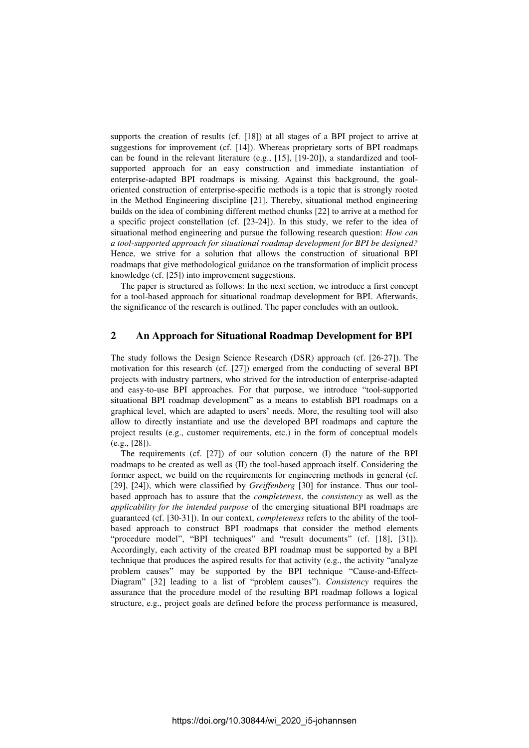supports the creation of results (cf. [18]) at all stages of a BPI project to arrive at suggestions for improvement (cf. [14]). Whereas proprietary sorts of BPI roadmaps can be found in the relevant literature (e.g., [15], [19-20]), a standardized and tool-supported approach for an easy construction and immediate instantiation of enterprise-adapted BPI roadmaps is missing. Against this background, the goal-oriented construction of enterprise-specific methods is a topic that is strongly rooted in the Method Engineering discipline [21]. Thereby, situational method engineering builds on the idea of combining different method chunks [22] to arrive at a method for a specific project constellation (cf. [23-24]). In this study, we refer to the idea of situational method engineering and pursue the following research question: *How can a tool-supported approach for situational roadmap development for BPI be designed?* Hence, we strive for a solution that allows the construction of situational BPI roadmaps that give methodological guidance on the transformation of implicit process knowledge (cf. [25]) into improvement suggestions.

The paper is structured as follows: In the next section, we introduce a first concept for a tool-based approach for situational roadmap development for BPI. Afterwards, the significance of the research is outlined. The paper concludes with an outlook.

## 2 An Approach for Situational Roadmap Development for BPI

The study follows the Design Science Research (DSR) approach (cf. [26-27]). The motivation for this research (cf. [27]) emerged from the conducting of several BPI projects with industry partners, who strived for the introduction of enterprise-adapted and easy-to-use BPI approaches. For that purpose, we introduce "tool-supported situational BPI roadmap development" as a means to establish BPI roadmaps on a graphical level, which are adapted to users' needs. More, the resulting tool will also allow to directly instantiate and use the developed BPI roadmaps and capture the project results (e.g., customer requirements, etc.) in the form of conceptual models (e.g., [28]).

The requirements (cf. [27]) of our solution concern (I) the nature of the BPI roadmaps to be created as well as (II) the tool-based approach itself. Considering the former aspect, we build on the requirements for engineering methods in general (cf. [29], [24]), which were classified by *Greiffenberg* [30] for instance. Thus our tool-based approach has to assure that the *completeness*, the *consistency* as well as the *applicability for the intended purpose* of the emerging situational BPI roadmaps are guaranteed (cf. [30-31]). In our context, *completeness* refers to the ability of the tool-based approach to construct BPI roadmaps that consider the method elements "procedure model", "BPI techniques" and "result documents" (cf. [18], [31]). Accordingly, each activity of the created BPI roadmap must be supported by a BPI technique that produces the aspired results for that activity (e.g., the activity "analyze problem causes" may be supported by the BPI technique "Cause-and-Effect-Diagram" [32] leading to a list of "problem causes"). *Consistency* requires the assurance that the procedure model of the resulting BPI roadmap follows a logical structure, e.g., project goals are defined before the process performance is measured,

https://doi.org/10.30844/wi_2020_i5-johannsen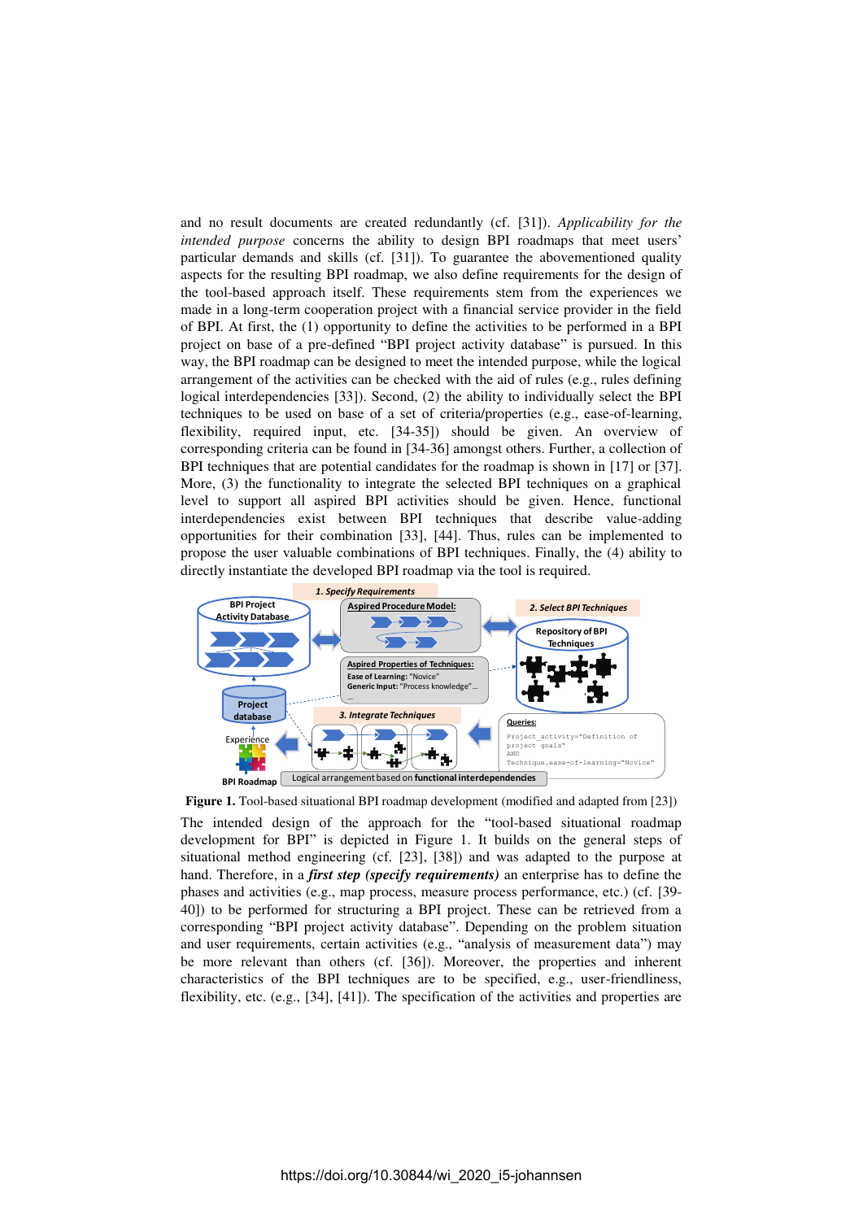and no result documents are created redundantly (cf. [31]). *Applicability for the intended purpose* concerns the ability to design BPI roadmaps that meet users' particular demands and skills (cf. [31]). To guarantee the abovementioned quality aspects for the resulting BPI roadmap, we also define requirements for the design of the tool-based approach itself. These requirements stem from the experiences we made in a long-term cooperation project with a financial service provider in the field of BPI. At first, the (1) opportunity to define the activities to be performed in a BPI project on base of a pre-defined "BPI project activity database" is pursued. In this way, the BPI roadmap can be designed to meet the intended purpose, while the logical arrangement of the activities can be checked with the aid of rules (e.g., rules defining logical interdependencies [33]). Second, (2) the ability to individually select the BPI techniques to be used on base of a set of criteria/properties (e.g., ease-of-learning, flexibility, required input, etc. [34-35]) should be given. An overview of corresponding criteria can be found in [34-36] amongst others. Further, a collection of BPI techniques that are potential candidates for the roadmap is shown in [17] or [37]. More, (3) the functionality to integrate the selected BPI techniques on a graphical level to support all aspired BPI activities should be given. Hence, functional interdependencies exist between BPI techniques that describe value-adding opportunities for their combination [33], [44]. Thus, rules can be implemented to propose the user valuable combinations of BPI techniques. Finally, the (4) ability to directly instantiate the developed BPI roadmap via the tool is required.

**Figure 1.** Tool-based situational BPI roadmap development (modified and adapted from [23])

The intended design of the approach for the "tool-based situational roadmap development for BPI" is depicted in Figure 1. It builds on the general steps of situational method engineering (cf. [23], [38]) and was adapted to the purpose at hand. Therefore, in a ***first step (specify requirements)*** an enterprise has to define the phases and activities (e.g., map process, measure process performance, etc.) (cf. [39-40]) to be performed for structuring a BPI project. These can be retrieved from a corresponding "BPI project activity database". Depending on the problem situation and user requirements, certain activities (e.g., "analysis of measurement data") may be more relevant than others (cf. [36]). Moreover, the properties and inherent characteristics of the BPI techniques are to be specified, e.g., user-friendliness, flexibility, etc. (e.g., [34], [41]). The specification of the activities and properties are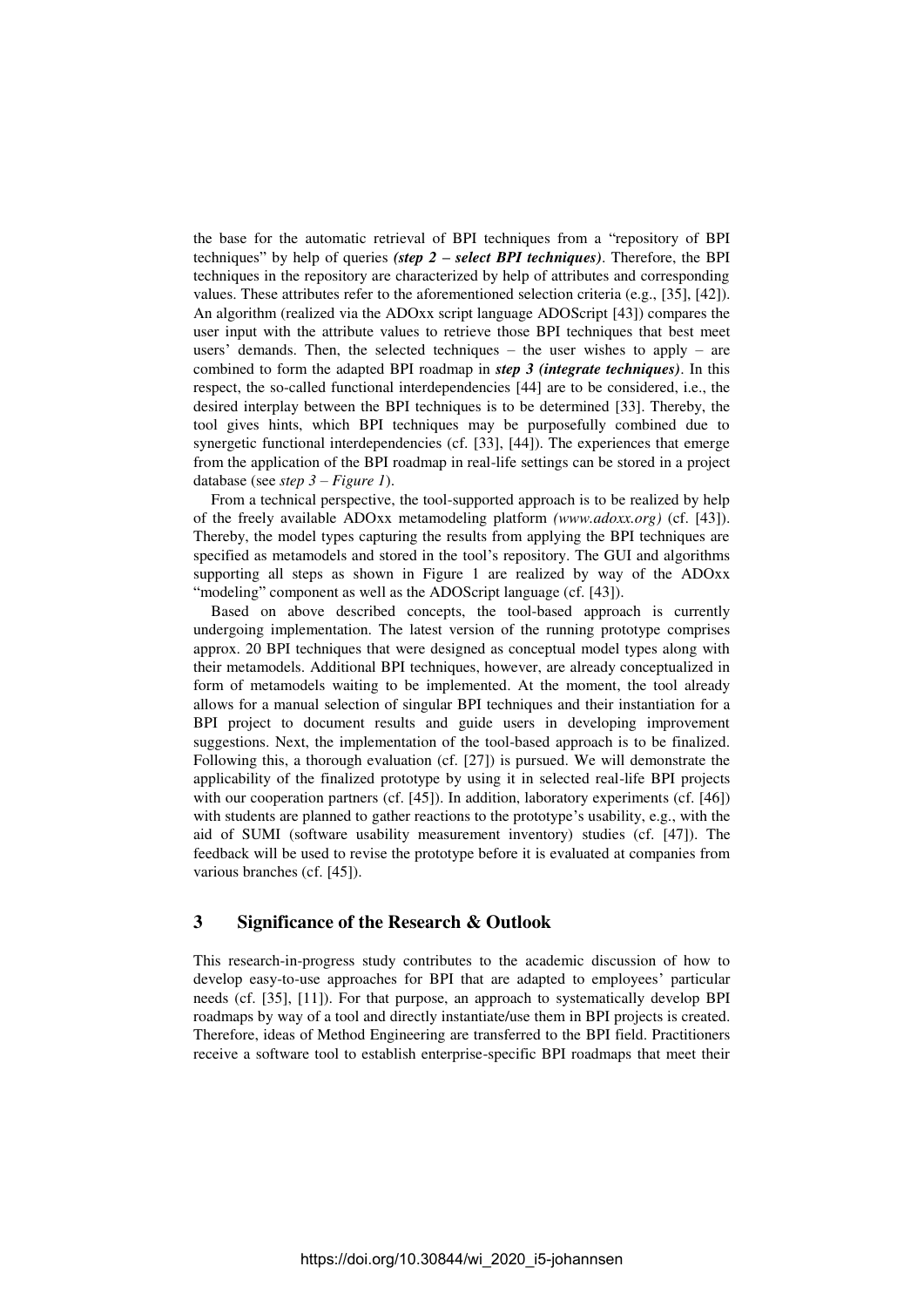the base for the automatic retrieval of BPI techniques from a "repository of BPI techniques" by help of queries ***(step 2 – select BPI techniques)***. Therefore, the BPI techniques in the repository are characterized by help of attributes and corresponding values. These attributes refer to the aforementioned selection criteria (e.g., [35], [42]). An algorithm (realized via the ADOxx script language ADOScript [43]) compares the user input with the attribute values to retrieve those BPI techniques that best meet users' demands. Then, the selected techniques – the user wishes to apply – are combined to form the adapted BPI roadmap in ***step 3 (integrate techniques)***. In this respect, the so-called functional interdependencies [44] are to be considered, i.e., the desired interplay between the BPI techniques is to be determined [33]. Thereby, the tool gives hints, which BPI techniques may be purposefully combined due to synergetic functional interdependencies (cf. [33], [44]). The experiences that emerge from the application of the BPI roadmap in real-life settings can be stored in a project database (see *step 3 – Figure 1*).

From a technical perspective, the tool-supported approach is to be realized by help of the freely available ADOxx metamodeling platform *(www.adoxx.org)* (cf. [43]). Thereby, the model types capturing the results from applying the BPI techniques are specified as metamodels and stored in the tool's repository. The GUI and algorithms supporting all steps as shown in Figure 1 are realized by way of the ADOxx "modeling" component as well as the ADOScript language (cf. [43]).

Based on above described concepts, the tool-based approach is currently undergoing implementation. The latest version of the running prototype comprises approx. 20 BPI techniques that were designed as conceptual model types along with their metamodels. Additional BPI techniques, however, are already conceptualized in form of metamodels waiting to be implemented. At the moment, the tool already allows for a manual selection of singular BPI techniques and their instantiation for a BPI project to document results and guide users in developing improvement suggestions. Next, the implementation of the tool-based approach is to be finalized. Following this, a thorough evaluation (cf. [27]) is pursued. We will demonstrate the applicability of the finalized prototype by using it in selected real-life BPI projects with our cooperation partners (cf. [45]). In addition, laboratory experiments (cf. [46]) with students are planned to gather reactions to the prototype's usability, e.g., with the aid of SUMI (software usability measurement inventory) studies (cf. [47]). The feedback will be used to revise the prototype before it is evaluated at companies from various branches (cf. [45]).

## 3 Significance of the Research & Outlook

This research-in-progress study contributes to the academic discussion of how to develop easy-to-use approaches for BPI that are adapted to employees' particular needs (cf. [35], [11]). For that purpose, an approach to systematically develop BPI roadmaps by way of a tool and directly instantiate/use them in BPI projects is created. Therefore, ideas of Method Engineering are transferred to the BPI field. Practitioners receive a software tool to establish enterprise-specific BPI roadmaps that meet their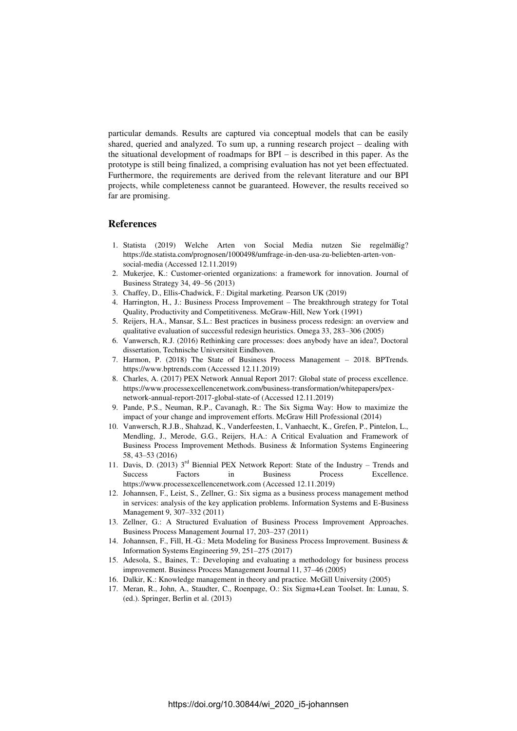particular demands. Results are captured via conceptual models that can be easily shared, queried and analyzed. To sum up, a running research project – dealing with the situational development of roadmaps for BPI – is described in this paper. As the prototype is still being finalized, a comprising evaluation has not yet been effectuated. Furthermore, the requirements are derived from the relevant literature and our BPI projects, while completeness cannot be guaranteed. However, the results received so far are promising.

## References

1. Statista (2019) Welche Arten von Social Media nutzen Sie regelmäßig? https://de.statista.com/prognosen/1000498/umfrage-in-den-usa-zu-beliebten-arten-von-social-media (Accessed 12.11.2019)
2. Mukerjee, K.: Customer-oriented organizations: a framework for innovation. Journal of Business Strategy 34, 49–56 (2013)
3. Chaffey, D., Ellis-Chadwick, F.: Digital marketing. Pearson UK (2019)
4. Harrington, H., J.: Business Process Improvement – The breakthrough strategy for Total Quality, Productivity and Competitiveness. McGraw-Hill, New York (1991)
5. Reijers, H.A., Mansar, S.L.: Best practices in business process redesign: an overview and qualitative evaluation of successful redesign heuristics. Omega 33, 283–306 (2005)
6. Vanwersch, R.J. (2016) Rethinking care processes: does anybody have an idea?, Doctoral dissertation, Technische Universiteit Eindhoven.
7. Harmon, P. (2018) The State of Business Process Management – 2018. BPTrends. https://www.bptrends.com (Accessed 12.11.2019)
8. Charles, A. (2017) PEX Network Annual Report 2017: Global state of process excellence. https://www.processexcellencenetwork.com/business-transformation/whitepapers/pex-network-annual-report-2017-global-state-of (Accessed 12.11.2019)
9. Pande, P.S., Neuman, R.P., Cavanagh, R.: The Six Sigma Way: How to maximize the impact of your change and improvement efforts. McGraw Hill Professional (2014)
10. Vanwersch, R.J.B., Shahzad, K., Vanderfeesten, I., Vanhaecht, K., Grefen, P., Pintelon, L., Mendling, J., Merode, G.G., Reijers, H.A.: A Critical Evaluation and Framework of Business Process Improvement Methods. Business & Information Systems Engineering 58, 43–53 (2016)
11. Davis, D. (2013) 3rd Biennial PEX Network Report: State of the Industry – Trends and Success Factors in Business Process Excellence. https://www.processexcellencenetwork.com (Accessed 12.11.2019)
12. Johannsen, F., Leist, S., Zellner, G.: Six sigma as a business process management method in services: analysis of the key application problems. Information Systems and E-Business Management 9, 307–332 (2011)
13. Zellner, G.: A Structured Evaluation of Business Process Improvement Approaches. Business Process Management Journal 17, 203–237 (2011)
14. Johannsen, F., Fill, H.-G.: Meta Modeling for Business Process Improvement. Business & Information Systems Engineering 59, 251–275 (2017)
15. Adesola, S., Baines, T.: Developing and evaluating a methodology for business process improvement. Business Process Management Journal 11, 37–46 (2005)
16. Dalkir, K.: Knowledge management in theory and practice. McGill University (2005)
17. Meran, R., John, A., Staudter, C., Roenpage, O.: Six Sigma+Lean Toolset. In: Lunau, S. (ed.). Springer, Berlin et al. (2013)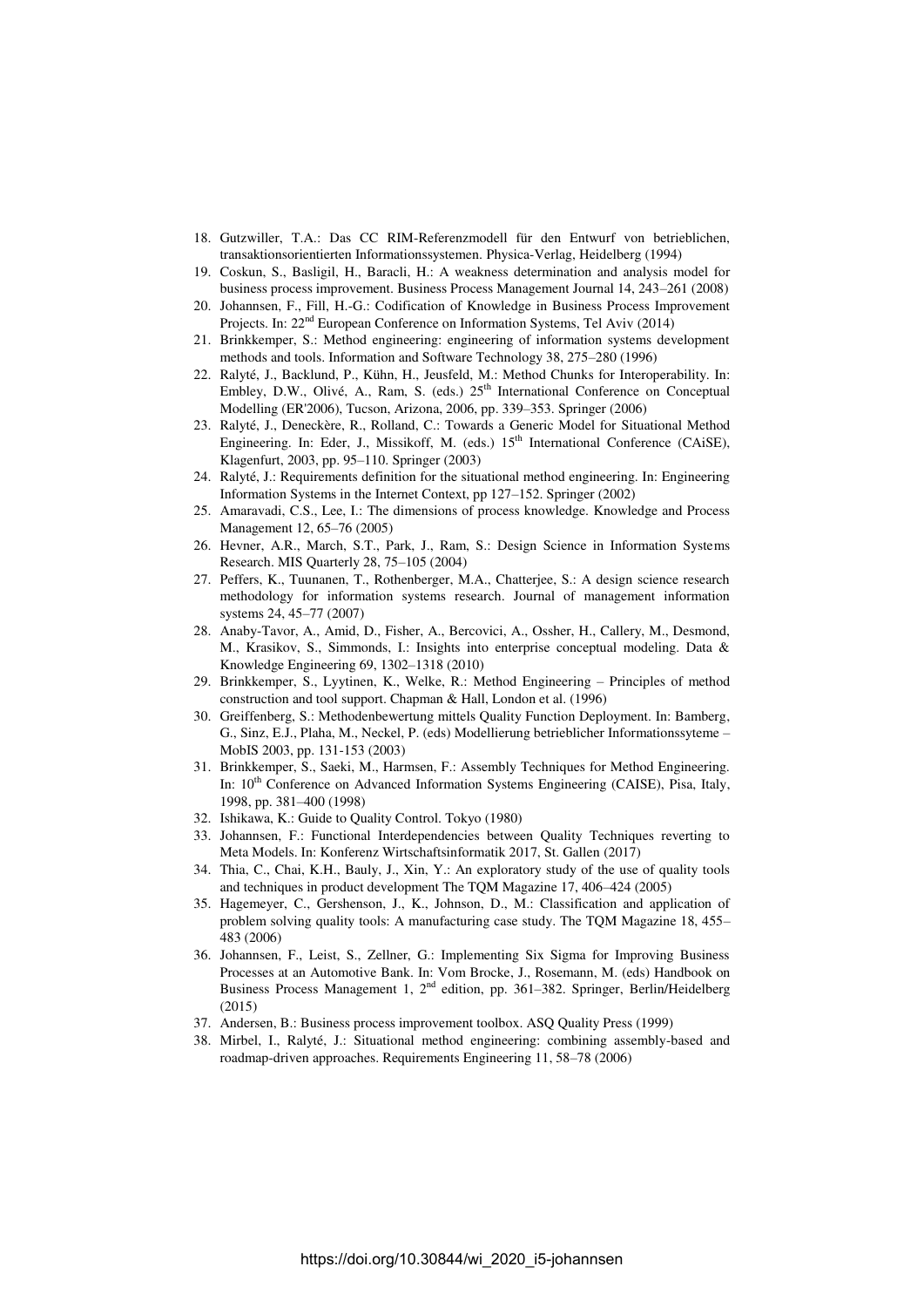18. Gutzwiller, T.A.: Das CC RIM-Referenzmodell für den Entwurf von betrieblichen, transaktionsorientierten Informationssystemen. Physica-Verlag, Heidelberg (1994)
19. Coskun, S., Basligil, H., Baracli, H.: A weakness determination and analysis model for business process improvement. Business Process Management Journal 14, 243–261 (2008)
20. Johannsen, F., Fill, H.-G.: Codification of Knowledge in Business Process Improvement Projects. In: 22nd European Conference on Information Systems, Tel Aviv (2014)
21. Brinkkemper, S.: Method engineering: engineering of information systems development methods and tools. Information and Software Technology 38, 275–280 (1996)
22. Ralyté, J., Backlund, P., Kühn, H., Jeusfeld, M.: Method Chunks for Interoperability. In: Embley, D.W., Olivé, A., Ram, S. (eds.) 25th International Conference on Conceptual Modelling (ER'2006), Tucson, Arizona, 2006, pp. 339–353. Springer (2006)
23. Ralyté, J., Deneckère, R., Rolland, C.: Towards a Generic Model for Situational Method Engineering. In: Eder, J., Missikoff, M. (eds.) 15th International Conference (CAiSE), Klagenfurt, 2003, pp. 95–110. Springer (2003)
24. Ralyté, J.: Requirements definition for the situational method engineering. In: Engineering Information Systems in the Internet Context, pp 127–152. Springer (2002)
25. Amaravadi, C.S., Lee, I.: The dimensions of process knowledge. Knowledge and Process Management 12, 65–76 (2005)
26. Hevner, A.R., March, S.T., Park, J., Ram, S.: Design Science in Information Systems Research. MIS Quarterly 28, 75–105 (2004)
27. Peffers, K., Tuunanen, T., Rothenberger, M.A., Chatterjee, S.: A design science research methodology for information systems research. Journal of management information systems 24, 45–77 (2007)
28. Anaby-Tavor, A., Amid, D., Fisher, A., Bercovici, A., Ossher, H., Callery, M., Desmond, M., Krasikov, S., Simmonds, I.: Insights into enterprise conceptual modeling. Data & Knowledge Engineering 69, 1302–1318 (2010)
29. Brinkkemper, S., Lyytinen, K., Welke, R.: Method Engineering – Principles of method construction and tool support. Chapman & Hall, London et al. (1996)
30. Greiffenberg, S.: Methodenbewertung mittels Quality Function Deployment. In: Bamberg, G., Sinz, E.J., Plaha, M., Neckel, P. (eds) Modellierung betrieblicher Informationssyteme – MobIS 2003, pp. 131-153 (2003)
31. Brinkkemper, S., Saeki, M., Harmsen, F.: Assembly Techniques for Method Engineering. In: 10th Conference on Advanced Information Systems Engineering (CAISE), Pisa, Italy, 1998, pp. 381–400 (1998)
32. Ishikawa, K.: Guide to Quality Control. Tokyo (1980)
33. Johannsen, F.: Functional Interdependencies between Quality Techniques reverting to Meta Models. In: Konferenz Wirtschaftsinformatik 2017, St. Gallen (2017)
34. Thia, C., Chai, K.H., Bauly, J., Xin, Y.: An exploratory study of the use of quality tools and techniques in product development The TQM Magazine 17, 406–424 (2005)
35. Hagemeyer, C., Gershenson, J., K., Johnson, D., M.: Classification and application of problem solving quality tools: A manufacturing case study. The TQM Magazine 18, 455–483 (2006)
36. Johannsen, F., Leist, S., Zellner, G.: Implementing Six Sigma for Improving Business Processes at an Automotive Bank. In: Vom Brocke, J., Rosemann, M. (eds) Handbook on Business Process Management 1, 2nd edition, pp. 361–382. Springer, Berlin/Heidelberg (2015)
37. Andersen, B.: Business process improvement toolbox. ASQ Quality Press (1999)
38. Mirbel, I., Ralyté, J.: Situational method engineering: combining assembly-based and roadmap-driven approaches. Requirements Engineering 11, 58–78 (2006)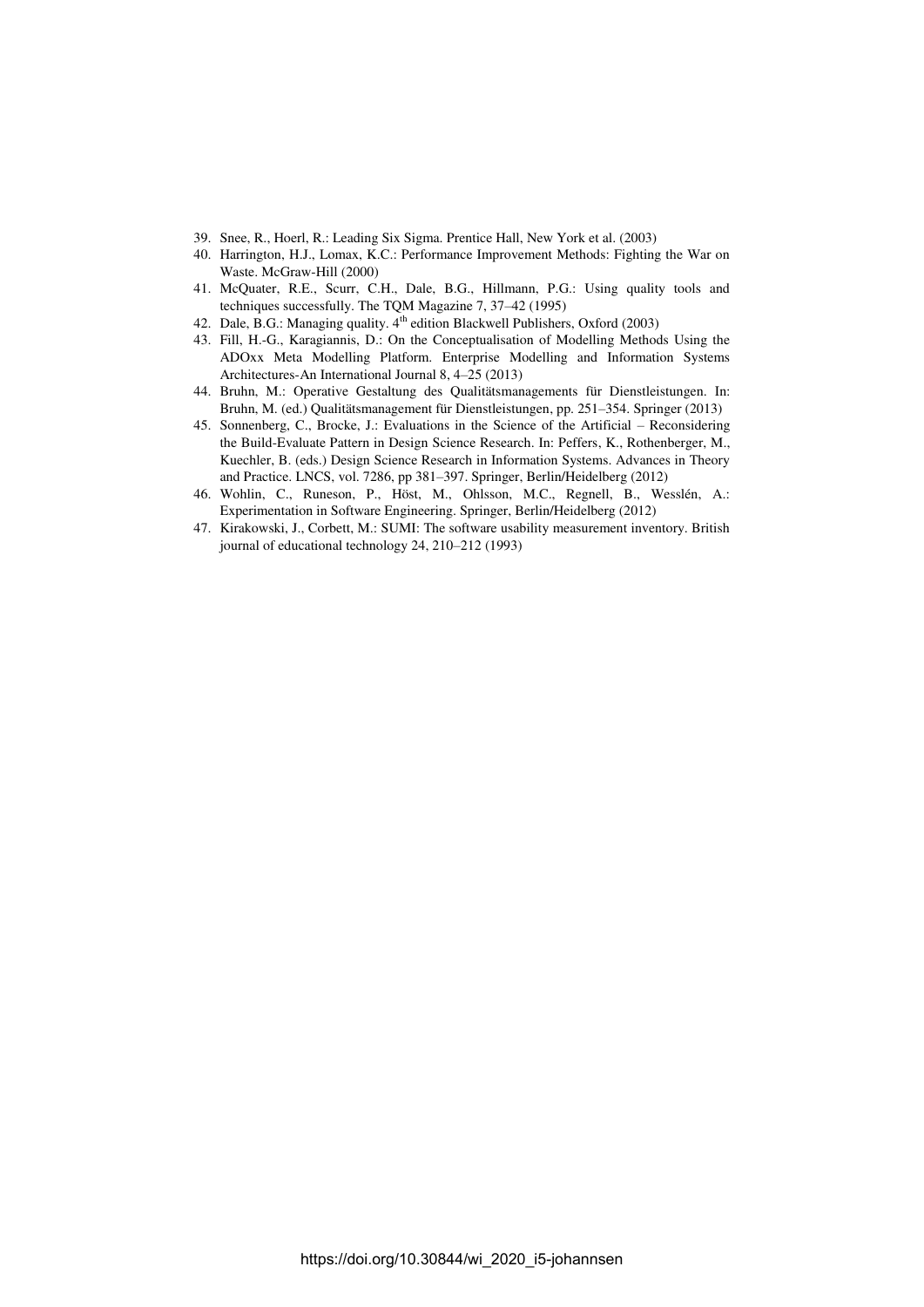39. Snee, R., Hoerl, R.: Leading Six Sigma. Prentice Hall, New York et al. (2003)
40. Harrington, H.J., Lomax, K.C.: Performance Improvement Methods: Fighting the War on Waste. McGraw-Hill (2000)
41. McQuater, R.E., Scurr, C.H., Dale, B.G., Hillmann, P.G.: Using quality tools and techniques successfully. The TQM Magazine 7, 37–42 (1995)
42. Dale, B.G.: Managing quality. 4th edition Blackwell Publishers, Oxford (2003)
43. Fill, H.-G., Karagiannis, D.: On the Conceptualisation of Modelling Methods Using the ADOxx Meta Modelling Platform. Enterprise Modelling and Information Systems Architectures-An International Journal 8, 4–25 (2013)
44. Bruhn, M.: Operative Gestaltung des Qualitätsmanagements für Dienstleistungen. In: Bruhn, M. (ed.) Qualitätsmanagement für Dienstleistungen, pp. 251–354. Springer (2013)
45. Sonnenberg, C., Brocke, J.: Evaluations in the Science of the Artificial – Reconsidering the Build-Evaluate Pattern in Design Science Research. In: Peffers, K., Rothenberger, M., Kuechler, B. (eds.) Design Science Research in Information Systems. Advances in Theory and Practice. LNCS, vol. 7286, pp 381–397. Springer, Berlin/Heidelberg (2012)
46. Wohlin, C., Runeson, P., Höst, M., Ohlsson, M.C., Regnell, B., Wesslén, A.: Experimentation in Software Engineering. Springer, Berlin/Heidelberg (2012)
47. Kirakowski, J., Corbett, M.: SUMI: The software usability measurement inventory. British journal of educational technology 24, 210–212 (1993)